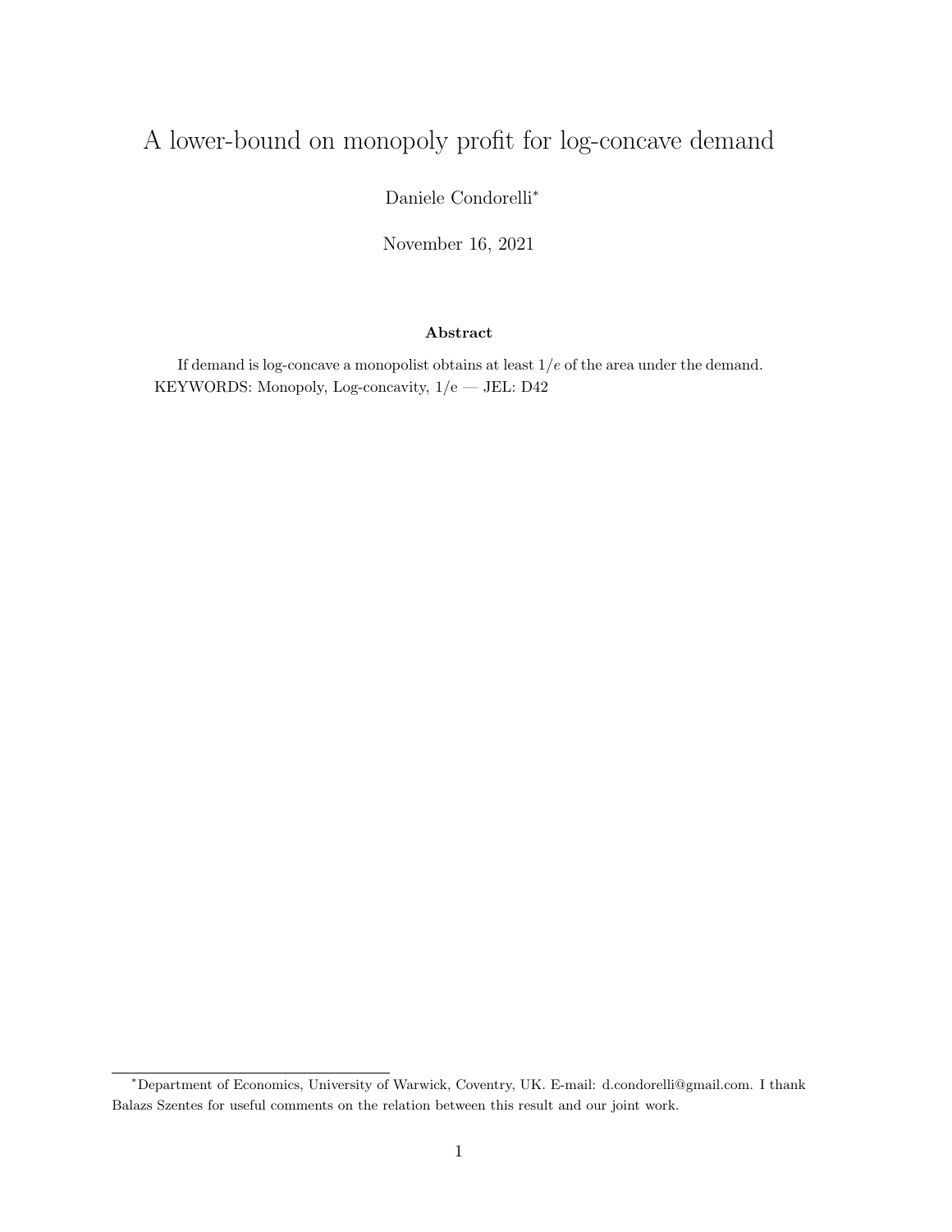# A lower-bound on monopoly profit for log-concave demand

Daniele Condorelli[*]

November 16, 2021

### Abstract

If demand is log-concave a monopolist obtains at least $1/e$ of the area under the demand.

KEYWORDS: Monopoly, Log-concavity, 1/e — JEL: D42

---

[*]Department of Economics, University of Warwick, Coventry, UK. E-mail: d.condorelli@gmail.com. I thank Balazs Szentes for useful comments on the relation between this result and our joint work.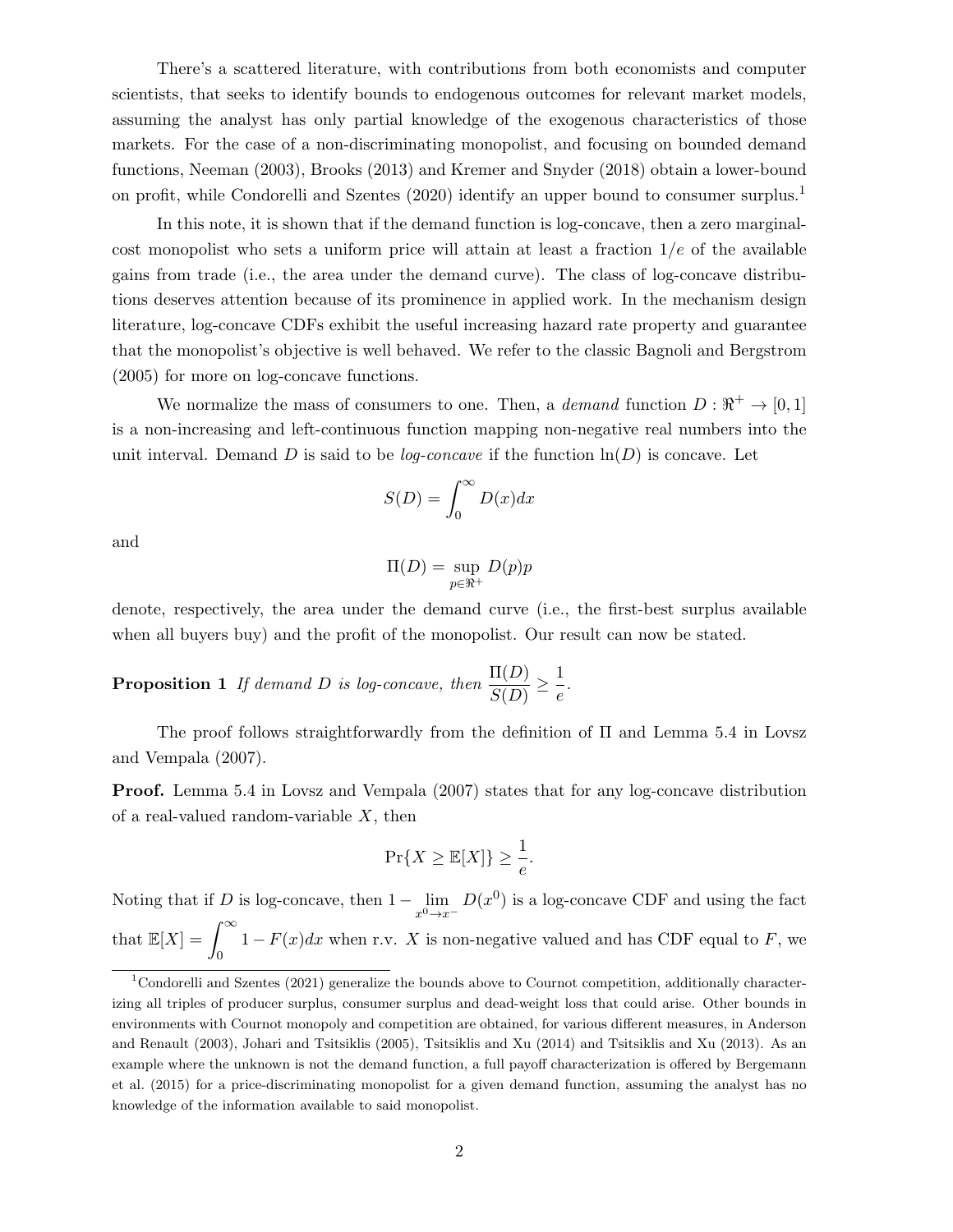There's a scattered literature, with contributions from both economists and computer scientists, that seeks to identify bounds to endogenous outcomes for relevant market models, assuming the analyst has only partial knowledge of the exogenous characteristics of those markets. For the case of a non-discriminating monopolist, and focusing on bounded demand functions, Neeman (2003), Brooks (2013) and Kremer and Snyder (2018) obtain a lower-bound on profit, while Condorelli and Szentes (2020) identify an upper bound to consumer surplus.[1]

In this note, it is shown that if the demand function is log-concave, then a zero marginal-cost monopolist who sets a uniform price will attain at least a fraction $1/e$ of the available gains from trade (i.e., the area under the demand curve). The class of log-concave distributions deserves attention because of its prominence in applied work. In the mechanism design literature, log-concave CDFs exhibit the useful increasing hazard rate property and guarantee that the monopolist's objective is well behaved. We refer to the classic Bagnoli and Bergstrom (2005) for more on log-concave functions.

We normalize the mass of consumers to one. Then, a *demand* function $D : \Re^+ \to [0,1]$ is a non-increasing and left-continuous function mapping non-negative real numbers into the unit interval. Demand $D$ is said to be *log-concave* if the function $\ln(D)$ is concave. Let

$$S(D) = \int_0^\infty D(x)dx$$

and

$$\Pi(D) = \sup_{p \in \Re^+} D(p)p$$

denote, respectively, the area under the demand curve (i.e., the first-best surplus available when all buyers buy) and the profit of the monopolist. Our result can now be stated.

**Proposition 1** *If demand $D$ is log-concave, then* $\dfrac{\Pi(D)}{S(D)} \geq \dfrac{1}{e}$.

The proof follows straightforwardly from the definition of $\Pi$ and Lemma 5.4 in Lovsz and Vempala (2007).

**Proof.** Lemma 5.4 in Lovsz and Vempala (2007) states that for any log-concave distribution of a real-valued random-variable $X$, then

$$\Pr\{X \geq \mathbb{E}[X]\} \geq \frac{1}{e}.$$

Noting that if $D$ is log-concave, then $1 - \lim_{x^0 \to x^-} D(x^0)$ is a log-concave CDF and using the fact that $\mathbb{E}[X] = \displaystyle\int_0^\infty 1 - F(x)dx$ when r.v. $X$ is non-negative valued and has CDF equal to $F$, we

[1] Condorelli and Szentes (2021) generalize the bounds above to Cournot competition, additionally characterizing all triples of producer surplus, consumer surplus and dead-weight loss that could arise. Other bounds in environments with Cournot monopoly and competition are obtained, for various different measures, in Anderson and Renault (2003), Johari and Tsitsiklis (2005), Tsitsiklis and Xu (2014) and Tsitsiklis and Xu (2013). As an example where the unknown is not the demand function, a full payoff characterization is offered by Bergemann et al. (2015) for a price-discriminating monopolist for a given demand function, assuming the analyst has no knowledge of the information available to said monopolist.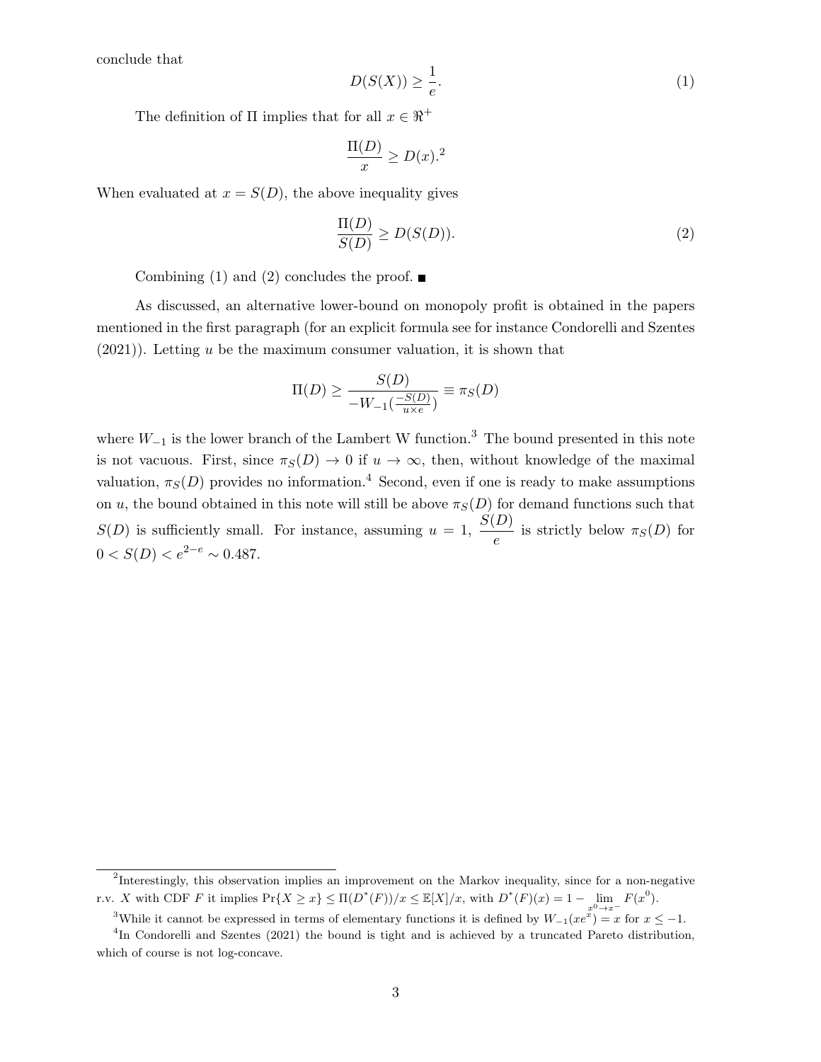conclude that

$$D(S(X)) \geq \frac{1}{e}. \tag{1}$$

The definition of $\Pi$ implies that for all $x \in \Re^+$

$$\frac{\Pi(D)}{x} \geq D(x).$$[2]

When evaluated at $x = S(D)$, the above inequality gives

$$\frac{\Pi(D)}{S(D)} \geq D(S(D)). \tag{2}$$

Combining (1) and (2) concludes the proof. ■

As discussed, an alternative lower-bound on monopoly profit is obtained in the papers mentioned in the first paragraph (for an explicit formula see for instance Condorelli and Szentes (2021)). Letting $u$ be the maximum consumer valuation, it is shown that

$$\Pi(D) \geq \frac{S(D)}{-W_{-1}(\frac{-S(D)}{u \times e})} \equiv \pi_S(D)$$

where $W_{-1}$ is the lower branch of the Lambert W function.[3] The bound presented in this note is not vacuous. First, since $\pi_S(D) \to 0$ if $u \to \infty$, then, without knowledge of the maximal valuation, $\pi_S(D)$ provides no information.[4] Second, even if one is ready to make assumptions on $u$, the bound obtained in this note will still be above $\pi_S(D)$ for demand functions such that $S(D)$ is sufficiently small. For instance, assuming $u = 1$, $\dfrac{S(D)}{e}$ is strictly below $\pi_S(D)$ for $0 < S(D) < e^{2-e} \sim 0.487$.

---

[2] Interestingly, this observation implies an improvement on the Markov inequality, since for a non-negative r.v. $X$ with CDF $F$ it implies $\Pr\{X \geq x\} \leq \Pi(D^*(F))/x \leq \mathbb{E}[X]/x$, with $D^*(F)(x) = 1 - \lim_{x^0 \to x^-} F(x^0)$.

[3] While it cannot be expressed in terms of elementary functions it is defined by $W_{-1}(xe^x) = x$ for $x \leq -1$.

[4] In Condorelli and Szentes (2021) the bound is tight and is achieved by a truncated Pareto distribution, which of course is not log-concave.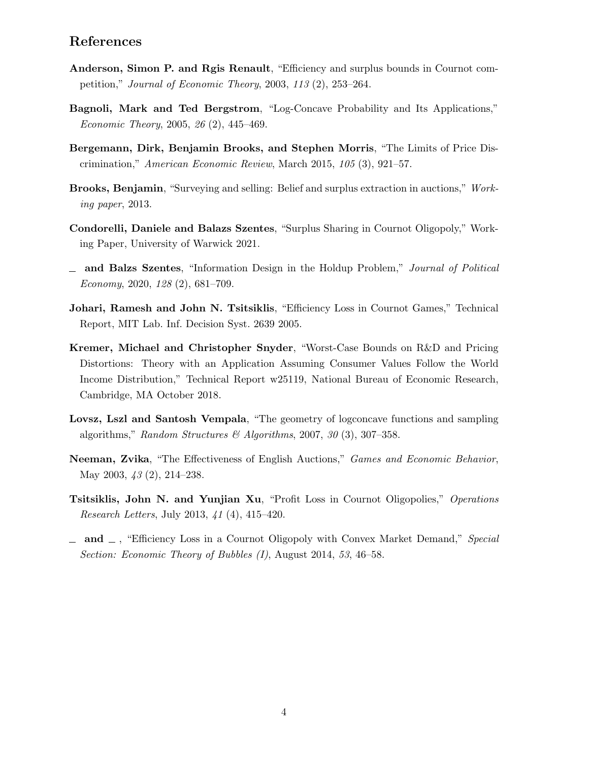## References

**Anderson, Simon P. and Rgis Renault**, "Efficiency and surplus bounds in Cournot competition," *Journal of Economic Theory*, 2003, *113* (2), 253–264.

**Bagnoli, Mark and Ted Bergstrom**, "Log-Concave Probability and Its Applications," *Economic Theory*, 2005, *26* (2), 445–469.

**Bergemann, Dirk, Benjamin Brooks, and Stephen Morris**, "The Limits of Price Discrimination," *American Economic Review*, March 2015, *105* (3), 921–57.

**Brooks, Benjamin**, "Surveying and selling: Belief and surplus extraction in auctions," *Working paper*, 2013.

**Condorelli, Daniele and Balazs Szentes**, "Surplus Sharing in Cournot Oligopoly," Working Paper, University of Warwick 2021.

**_ and Balzs Szentes**, "Information Design in the Holdup Problem," *Journal of Political Economy*, 2020, *128* (2), 681–709.

**Johari, Ramesh and John N. Tsitsiklis**, "Efficiency Loss in Cournot Games," Technical Report, MIT Lab. Inf. Decision Syst. 2639 2005.

**Kremer, Michael and Christopher Snyder**, "Worst-Case Bounds on R&D and Pricing Distortions: Theory with an Application Assuming Consumer Values Follow the World Income Distribution," Technical Report w25119, National Bureau of Economic Research, Cambridge, MA October 2018.

**Lovsz, Lszl and Santosh Vempala**, "The geometry of logconcave functions and sampling algorithms," *Random Structures & Algorithms*, 2007, *30* (3), 307–358.

**Neeman, Zvika**, "The Effectiveness of English Auctions," *Games and Economic Behavior*, May 2003, *43* (2), 214–238.

**Tsitsiklis, John N. and Yunjian Xu**, "Profit Loss in Cournot Oligopolies," *Operations Research Letters*, July 2013, *41* (4), 415–420.

**_ and _**, "Efficiency Loss in a Cournot Oligopoly with Convex Market Demand," *Special Section: Economic Theory of Bubbles (I)*, August 2014, *53*, 46–58.